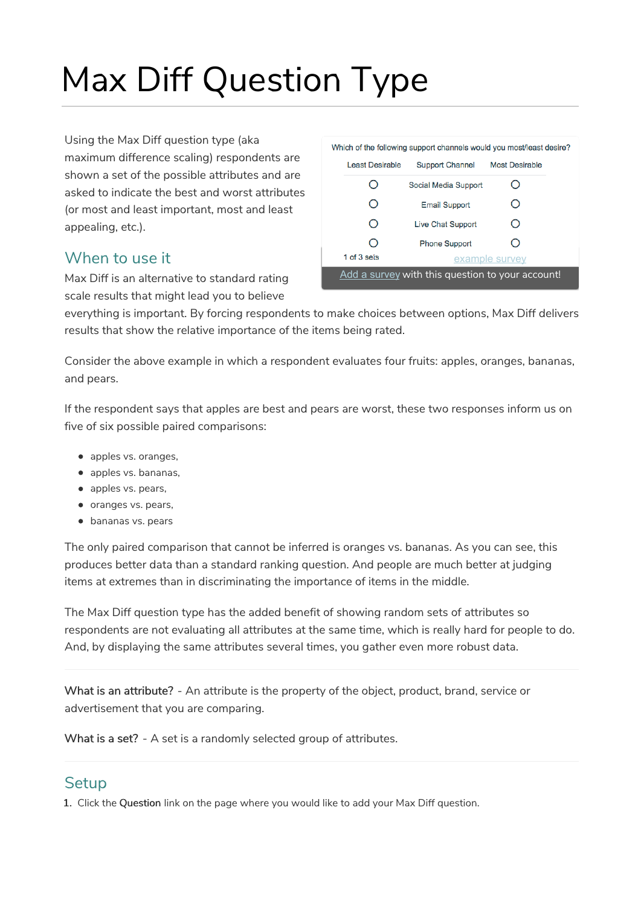# Max Diff Question Type

Using the Max Diff question type (aka maximum difference scaling) respondents are shown a set of the possible attributes and are asked to indicate the best and worst attributes (or most and least important, most and least appealing, etc.).

Which of the following support channels would you most/least desire?

| Least Desirable | Support Channel | Most Desirable |
|---|---|---|
| ○ | Social Media Support | ○ |
| ○ | Email Support | ○ |
| ○ | Live Chat Support | ○ |
| ○ | Phone Support | ○ |

1 of 3 sets

example survey

Add a survey with this question to your account!

## When to use it

Max Diff is an alternative to standard rating scale results that might lead you to believe everything is important. By forcing respondents to make choices between options, Max Diff delivers results that show the relative importance of the items being rated.

Consider the above example in which a respondent evaluates four fruits: apples, oranges, bananas, and pears.

If the respondent says that apples are best and pears are worst, these two responses inform us on five of six possible paired comparisons:

- apples vs. oranges,
- apples vs. bananas,
- apples vs. pears,
- oranges vs. pears,
- bananas vs. pears

The only paired comparison that cannot be inferred is oranges vs. bananas. As you can see, this produces better data than a standard ranking question. And people are much better at judging items at extremes than in discriminating the importance of items in the middle.

The Max Diff question type has the added benefit of showing random sets of attributes so respondents are not evaluating all attributes at the same time, which is really hard for people to do. And, by displaying the same attributes several times, you gather even more robust data.

**What is an attribute?** - An attribute is the property of the object, product, brand, service or advertisement that you are comparing.

**What is a set?** - A set is a randomly selected group of attributes.

## Setup

1. Click the **Question** link on the page where you would like to add your Max Diff question.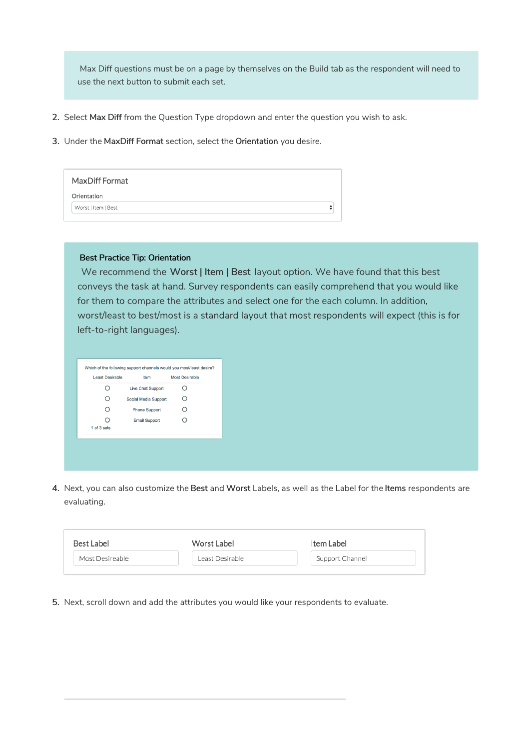> Max Diff questions must be on a page by themselves on the Build tab as the respondent will need to use the next button to submit each set.

2. Select **Max Diff** from the Question Type dropdown and enter the question you wish to ask.

3. Under the **MaxDiff Format** section, select the **Orientation** you desire.

MaxDiff Format

Orientation

Worst | Item | Best

> **Best Practice Tip: Orientation**
>
> We recommend the **Worst | Item | Best** layout option. We have found that this best conveys the task at hand. Survey respondents can easily comprehend that you would like for them to compare the attributes and select one for the each column. In addition, worst/least to best/most is a standard layout that most respondents will expect (this is for left-to-right languages).
>
> Which of the following support channels would you most/least desire?
>
> | Least Desirable | Item | Most Desirable |
> | --- | --- | --- |
> | ○ | Live Chat Support | ○ |
> | ○ | Social Media Support | ○ |
> | ○ | Phone Support | ○ |
> | ○ | Email Support | ○ |
>
> 1 of 3 sets

4. Next, you can also customize the **Best** and **Worst** Labels, as well as the Label for the **Items** respondents are evaluating.

| Best Label | Worst Label | Item Label |
| --- | --- | --- |
| Most Desireable | Least Desirable | Support Channel |

5. Next, scroll down and add the attributes you would like your respondents to evaluate.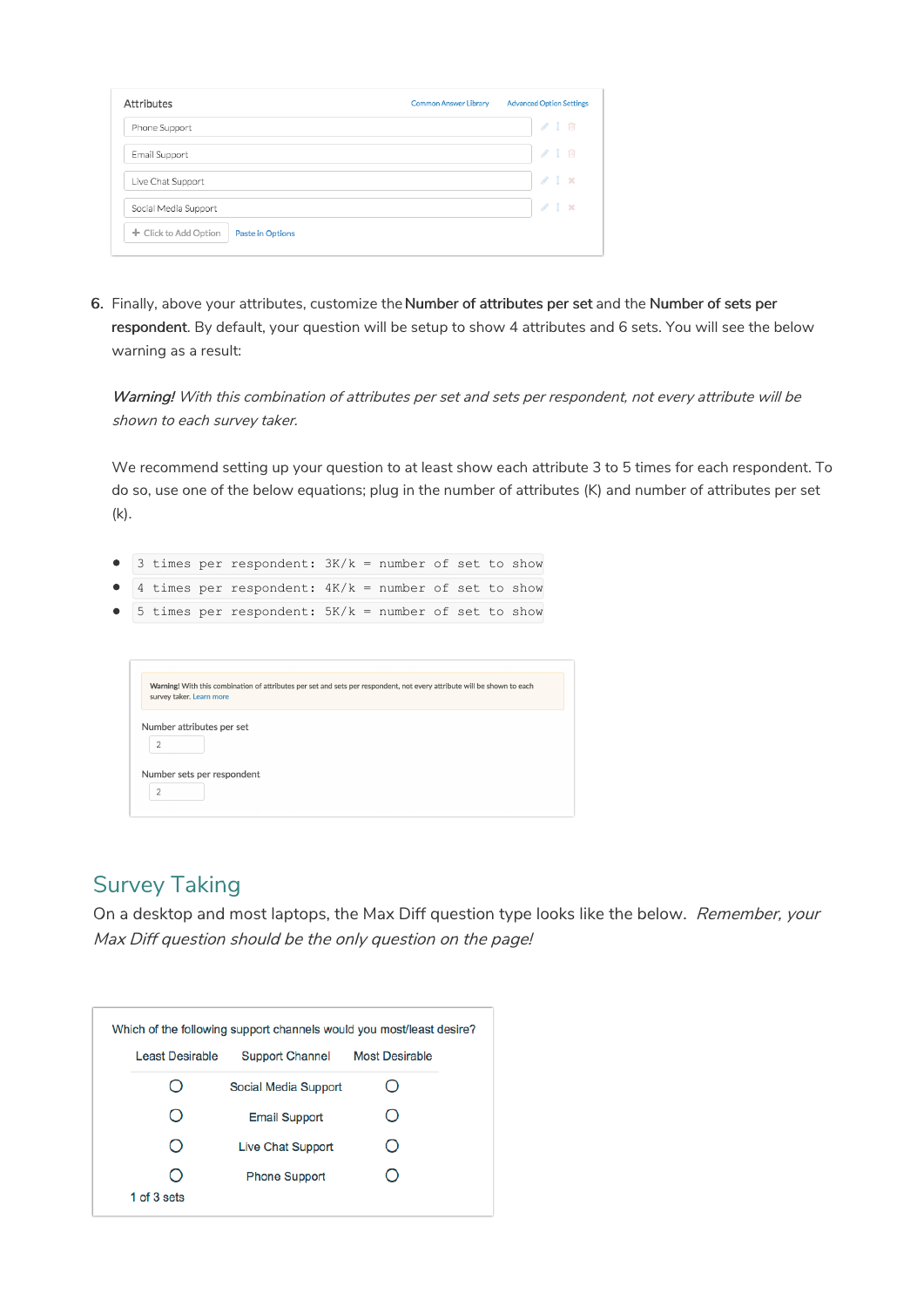Attributes

Common Answer Library | Advanced Option Settings

- Phone Support
- Email Support
- Live Chat Support
- Social Media Support

+ Click to Add Option | Paste in Options

6. Finally, above your attributes, customize the **Number of attributes per set** and the **Number of sets per respondent**. By default, your question will be setup to show 4 attributes and 6 sets. You will see the below warning as a result:

   ***Warning!*** *With this combination of attributes per set and sets per respondent, not every attribute will be shown to each survey taker.*

   We recommend setting up your question to at least show each attribute 3 to 5 times for each respondent. To do so, use one of the below equations; plug in the number of attributes (K) and number of attributes per set (k).

- `3 times per respondent: 3K/k = number of set to show`
- `4 times per respondent: 4K/k = number of set to show`
- `5 times per respondent: 5K/k = number of set to show`

**Warning!** With this combination of attributes per set and sets per respondent, not every attribute will be shown to each survey taker. Learn more

Number attributes per set

2

Number sets per respondent

2

## Survey Taking

On a desktop and most laptops, the Max Diff question type looks like the below. *Remember, your Max Diff question should be the only question on the page!*

Which of the following support channels would you most/least desire?

| Least Desirable | Support Channel | Most Desirable |
|---|---|---|
| ○ | Social Media Support | ○ |
| ○ | Email Support | ○ |
| ○ | Live Chat Support | ○ |
| ○ | Phone Support | ○ |

1 of 3 sets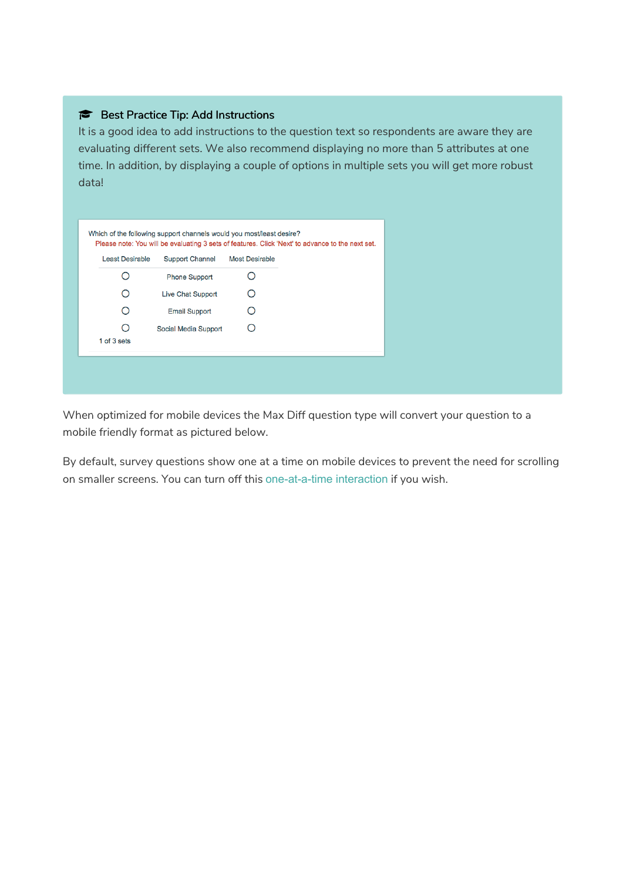**Best Practice Tip: Add Instructions**

It is a good idea to add instructions to the question text so respondents are aware they are evaluating different sets. We also recommend displaying no more than 5 attributes at one time. In addition, by displaying a couple of options in multiple sets you will get more robust data!

Which of the following support channels would you most/least desire?

Please note: You will be evaluating 3 sets of features. Click 'Next' to advance to the next set.

| Least Desirable | Support Channel | Most Desirable |
|---|---|---|
| ○ | Phone Support | ○ |
| ○ | Live Chat Support | ○ |
| ○ | Email Support | ○ |
| ○ | Social Media Support | ○ |

1 of 3 sets

When optimized for mobile devices the Max Diff question type will convert your question to a mobile friendly format as pictured below.

By default, survey questions show one at a time on mobile devices to prevent the need for scrolling on smaller screens. You can turn off this one-at-a-time interaction if you wish.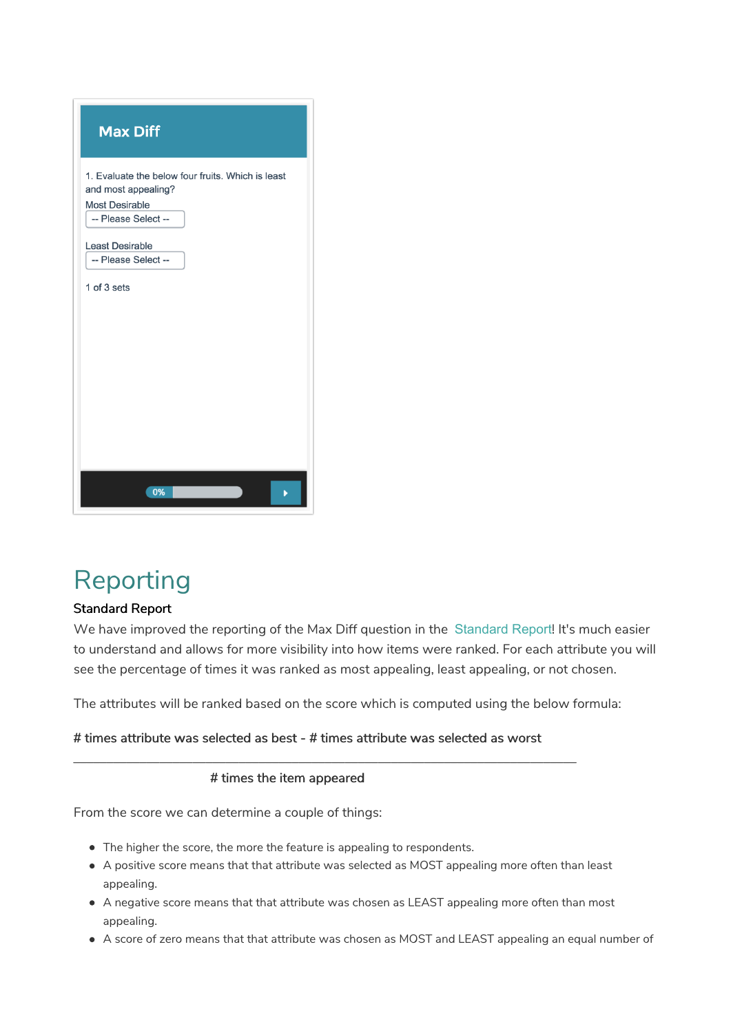Max Diff

1. Evaluate the below four fruits. Which is least and most appealing?

Most Desirable

-- Please Select --

Least Desirable

-- Please Select --

1 of 3 sets

0%

# Reporting

### Standard Report

We have improved the reporting of the Max Diff question in the Standard Report! It's much easier to understand and allows for more visibility into how items were ranked. For each attribute you will see the percentage of times it was ranked as most appealing, least appealing, or not chosen.

The attributes will be ranked based on the score which is computed using the below formula:

$$\frac{\text{\# times attribute was selected as best} - \text{\# times attribute was selected as worst}}{\text{\# times the item appeared}}$$

From the score we can determine a couple of things:

- The higher the score, the more the feature is appealing to respondents.
- A positive score means that that attribute was selected as MOST appealing more often than least appealing.
- A negative score means that that attribute was chosen as LEAST appealing more often than most appealing.
- A score of zero means that that attribute was chosen as MOST and LEAST appealing an equal number of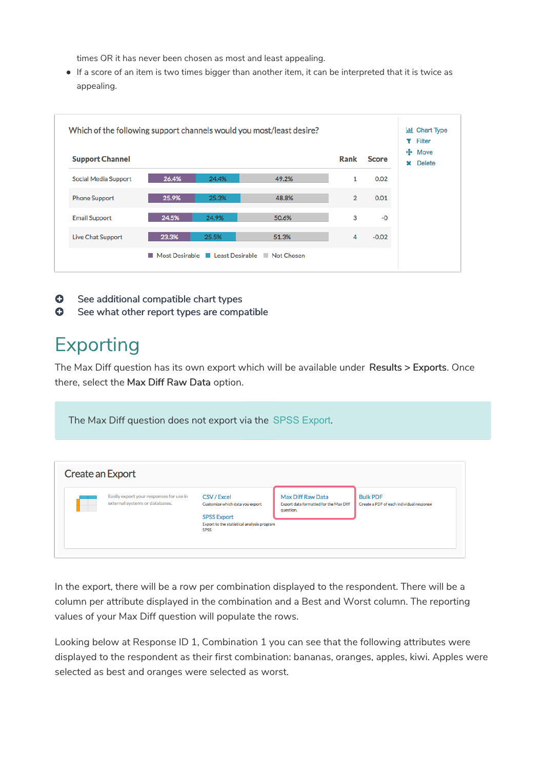times OR it has never been chosen as most and least appealing.

- If a score of an item is two times bigger than another item, it can be interpreted that it is twice as appealing.

Which of the following support channels would you most/least desire?

| Support Channel | Most Desirable | Least Desirable | Not Chosen | Rank | Score |
|---|---|---|---|---|---|
| Social Media Support | 26.4% | 24.4% | 49.2% | 1 | 0.02 |
| Phone Support | 25.9% | 25.3% | 48.8% | 2 | 0.01 |
| Email Support | 24.5% | 24.9% | 50.6% | 3 | -0 |
| Live Chat Support | 23.3% | 25.5% | 51.3% | 4 | -0.02 |

Chart Type · Filter · Move · Delete

- See additional compatible chart types
- See what other report types are compatible

# Exporting

The Max Diff question has its own export which will be available under **Results > Exports**. Once there, select the **Max Diff Raw Data** option.

> The Max Diff question does not export via the SPSS Export.

**Create an Export**

Easily export your responses for use in external systems or databases.

- **CSV / Excel** — Customize which data you export
- **SPSS Export** — Export to the statistical analysis program SPSS
- **Max Diff Raw Data** — Export data formatted for the Max Diff question.
- **Bulk PDF** — Create a PDF of each individual response

In the export, there will be a row per combination displayed to the respondent. There will be a column per attribute displayed in the combination and a Best and Worst column. The reporting values of your Max Diff question will populate the rows.

Looking below at Response ID 1, Combination 1 you can see that the following attributes were displayed to the respondent as their first combination: bananas, oranges, apples, kiwi. Apples were selected as best and oranges were selected as worst.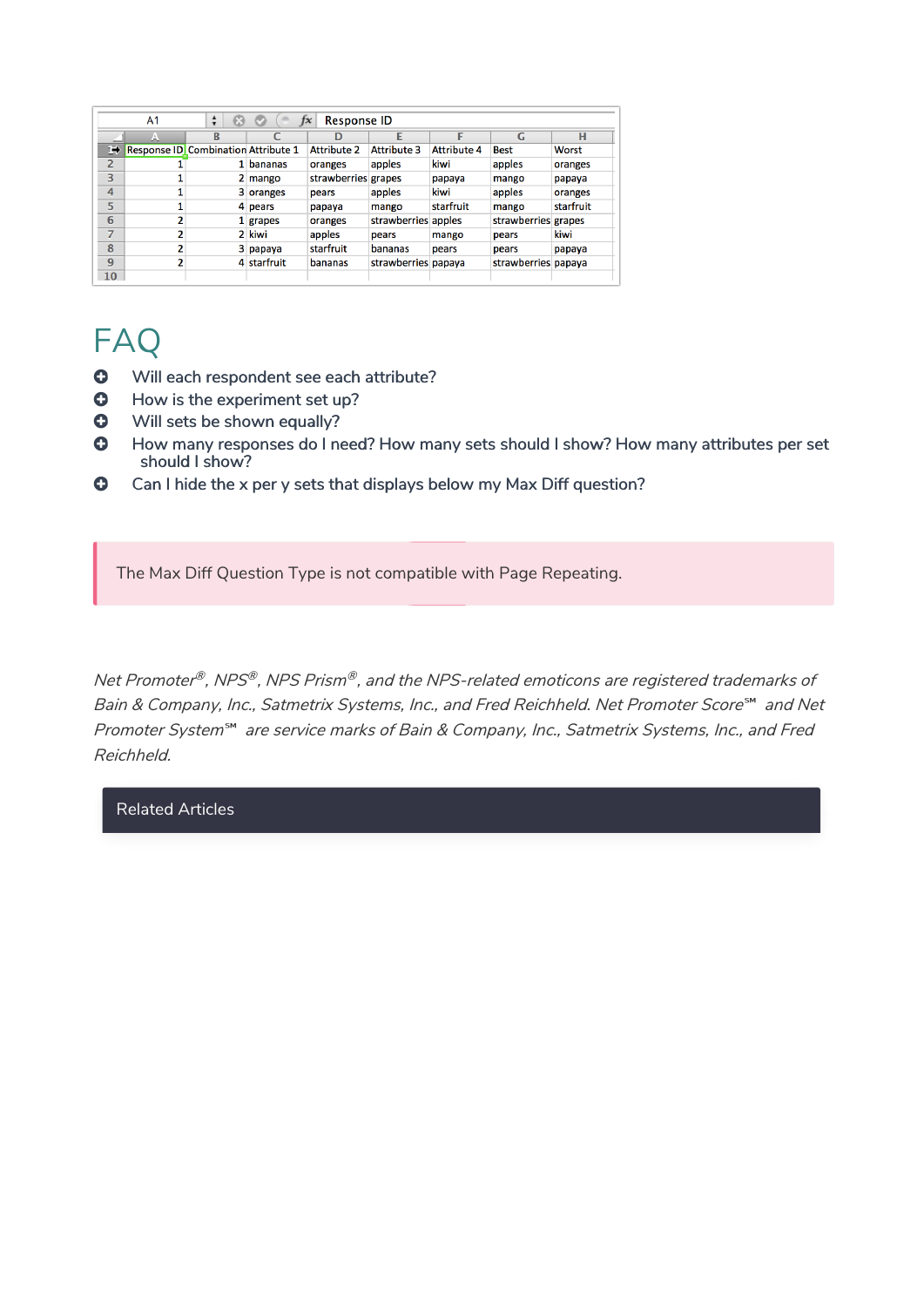| Response ID | Combination | Attribute 1 | Attribute 2 | Attribute 3 | Attribute 4 | Best | Worst |
|---|---|---|---|---|---|---|---|
| 1 | 1 | bananas | oranges | apples | kiwi | apples | oranges |
| 1 | 2 | mango | strawberries | grapes | papaya | mango | papaya |
| 1 | 3 | oranges | pears | apples | kiwi | apples | oranges |
| 1 | 4 | pears | papaya | mango | starfruit | mango | starfruit |
| 2 | 1 | grapes | oranges | strawberries | apples | strawberries | grapes |
| 2 | 2 | kiwi | apples | pears | mango | pears | kiwi |
| 2 | 3 | papaya | starfruit | bananas | pears | pears | papaya |
| 2 | 4 | starfruit | bananas | strawberries | papaya | strawberries | papaya |

# FAQ

- Will each respondent see each attribute?
- How is the experiment set up?
- Will sets be shown equally?
- How many responses do I need? How many sets should I show? How many attributes per set should I show?
- Can I hide the x per y sets that displays below my Max Diff question?

The Max Diff Question Type is not compatible with Page Repeating.

*Net Promoter®, NPS®, NPS Prism®, and the NPS-related emoticons are registered trademarks of Bain & Company, Inc., Satmetrix Systems, Inc., and Fred Reichheld. Net Promoter Score℠ and Net Promoter System℠ are service marks of Bain & Company, Inc., Satmetrix Systems, Inc., and Fred Reichheld.*

Related Articles